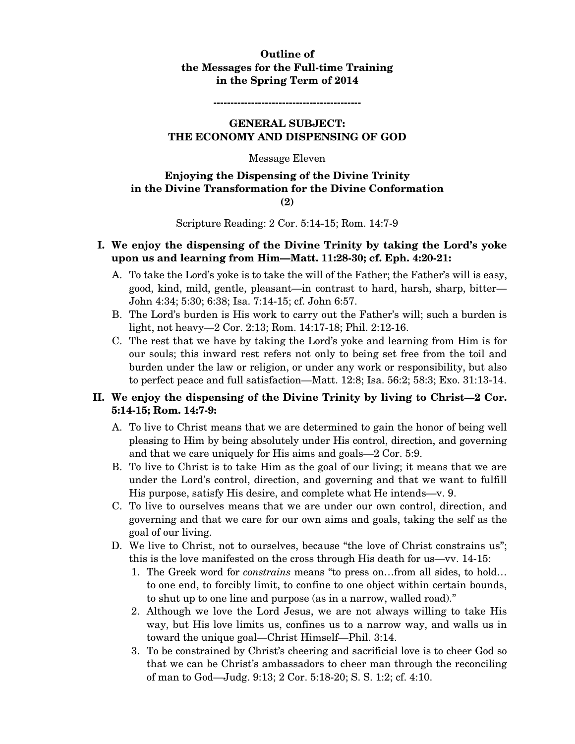**Outline of**
**the Messages for the Full-time Training**
**in the Spring Term of 2014**

-------------------------------------------

## GENERAL SUBJECT: THE ECONOMY AND DISPENSING OF GOD

Message Eleven

### Enjoying the Dispensing of the Divine Trinity in the Divine Transformation for the Divine Conformation (2)

Scripture Reading: 2 Cor. 5:14-15; Rom. 14:7-9

**I. We enjoy the dispensing of the Divine Trinity by taking the Lord's yoke upon us and learning from Him—Matt. 11:28-30; cf. Eph. 4:20-21:**

- A. To take the Lord's yoke is to take the will of the Father; the Father's will is easy, good, kind, mild, gentle, pleasant—in contrast to hard, harsh, sharp, bitter—John 4:34; 5:30; 6:38; Isa. 7:14-15; cf. John 6:57.
- B. The Lord's burden is His work to carry out the Father's will; such a burden is light, not heavy—2 Cor. 2:13; Rom. 14:17-18; Phil. 2:12-16.
- C. The rest that we have by taking the Lord's yoke and learning from Him is for our souls; this inward rest refers not only to being set free from the toil and burden under the law or religion, or under any work or responsibility, but also to perfect peace and full satisfaction—Matt. 12:8; Isa. 56:2; 58:3; Exo. 31:13-14.

**II. We enjoy the dispensing of the Divine Trinity by living to Christ—2 Cor. 5:14-15; Rom. 14:7-9:**

- A. To live to Christ means that we are determined to gain the honor of being well pleasing to Him by being absolutely under His control, direction, and governing and that we care uniquely for His aims and goals—2 Cor. 5:9.
- B. To live to Christ is to take Him as the goal of our living; it means that we are under the Lord's control, direction, and governing and that we want to fulfill His purpose, satisfy His desire, and complete what He intends—v. 9.
- C. To live to ourselves means that we are under our own control, direction, and governing and that we care for our own aims and goals, taking the self as the goal of our living.
- D. We live to Christ, not to ourselves, because "the love of Christ constrains us"; this is the love manifested on the cross through His death for us—vv. 14-15:
  1. The Greek word for *constrains* means "to press on…from all sides, to hold…to one end, to forcibly limit, to confine to one object within certain bounds, to shut up to one line and purpose (as in a narrow, walled road)."
  2. Although we love the Lord Jesus, we are not always willing to take His way, but His love limits us, confines us to a narrow way, and walls us in toward the unique goal—Christ Himself—Phil. 3:14.
  3. To be constrained by Christ's cheering and sacrificial love is to cheer God so that we can be Christ's ambassadors to cheer man through the reconciling of man to God—Judg. 9:13; 2 Cor. 5:18-20; S. S. 1:2; cf. 4:10.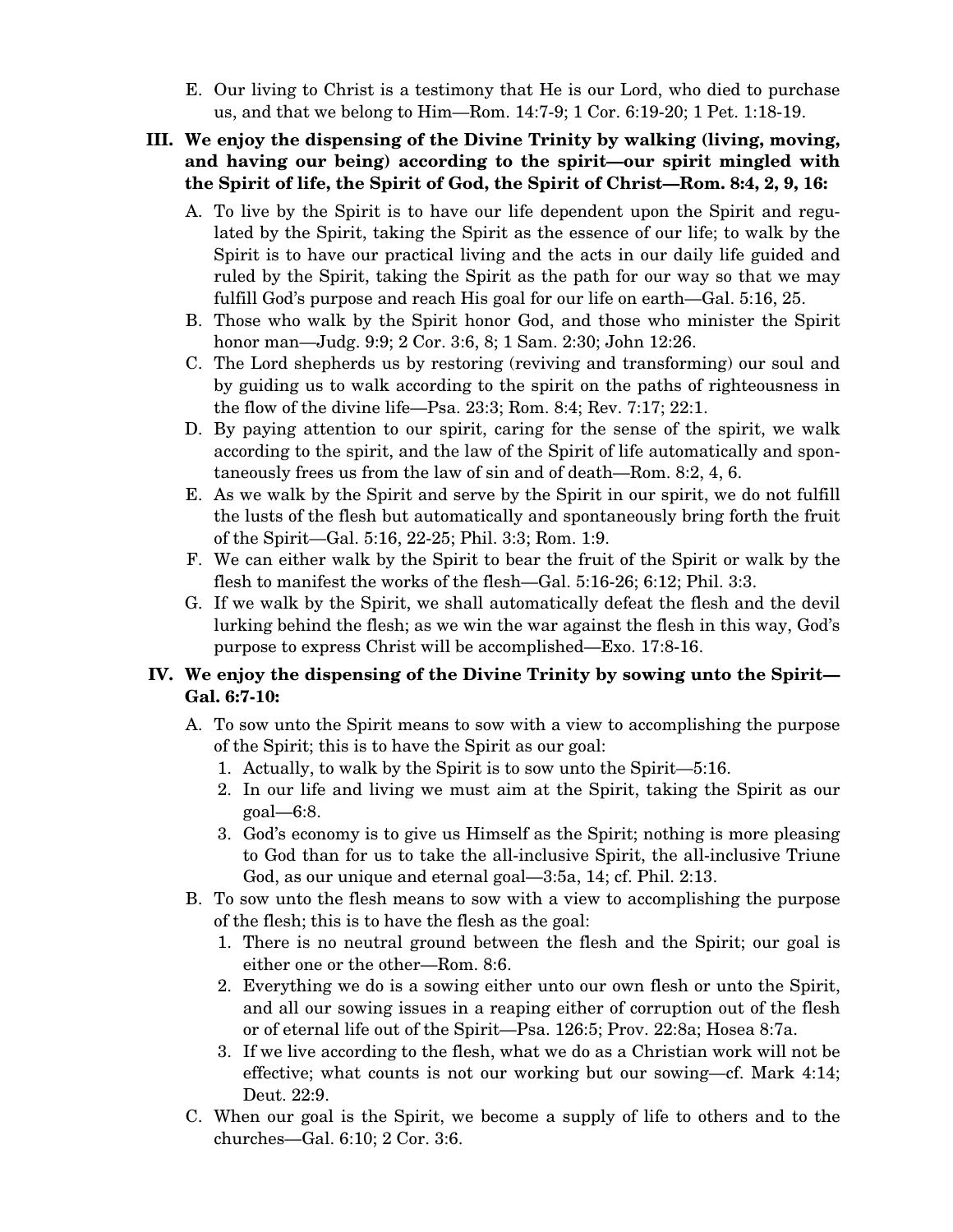E. Our living to Christ is a testimony that He is our Lord, who died to purchase us, and that we belong to Him—Rom. 14:7-9; 1 Cor. 6:19-20; 1 Pet. 1:18-19.

**III. We enjoy the dispensing of the Divine Trinity by walking (living, moving, and having our being) according to the spirit—our spirit mingled with the Spirit of life, the Spirit of God, the Spirit of Christ—Rom. 8:4, 2, 9, 16:**

A. To live by the Spirit is to have our life dependent upon the Spirit and regulated by the Spirit, taking the Spirit as the essence of our life; to walk by the Spirit is to have our practical living and the acts in our daily life guided and ruled by the Spirit, taking the Spirit as the path for our way so that we may fulfill God's purpose and reach His goal for our life on earth—Gal. 5:16, 25.

B. Those who walk by the Spirit honor God, and those who minister the Spirit honor man—Judg. 9:9; 2 Cor. 3:6, 8; 1 Sam. 2:30; John 12:26.

C. The Lord shepherds us by restoring (reviving and transforming) our soul and by guiding us to walk according to the spirit on the paths of righteousness in the flow of the divine life—Psa. 23:3; Rom. 8:4; Rev. 7:17; 22:1.

D. By paying attention to our spirit, caring for the sense of the spirit, we walk according to the spirit, and the law of the Spirit of life automatically and spontaneously frees us from the law of sin and of death—Rom. 8:2, 4, 6.

E. As we walk by the Spirit and serve by the Spirit in our spirit, we do not fulfill the lusts of the flesh but automatically and spontaneously bring forth the fruit of the Spirit—Gal. 5:16, 22-25; Phil. 3:3; Rom. 1:9.

F. We can either walk by the Spirit to bear the fruit of the Spirit or walk by the flesh to manifest the works of the flesh—Gal. 5:16-26; 6:12; Phil. 3:3.

G. If we walk by the Spirit, we shall automatically defeat the flesh and the devil lurking behind the flesh; as we win the war against the flesh in this way, God's purpose to express Christ will be accomplished—Exo. 17:8-16.

**IV. We enjoy the dispensing of the Divine Trinity by sowing unto the Spirit—Gal. 6:7-10:**

A. To sow unto the Spirit means to sow with a view to accomplishing the purpose of the Spirit; this is to have the Spirit as our goal:

1. Actually, to walk by the Spirit is to sow unto the Spirit—5:16.
2. In our life and living we must aim at the Spirit, taking the Spirit as our goal—6:8.
3. God's economy is to give us Himself as the Spirit; nothing is more pleasing to God than for us to take the all-inclusive Spirit, the all-inclusive Triune God, as our unique and eternal goal—3:5a, 14; cf. Phil. 2:13.

B. To sow unto the flesh means to sow with a view to accomplishing the purpose of the flesh; this is to have the flesh as the goal:

1. There is no neutral ground between the flesh and the Spirit; our goal is either one or the other—Rom. 8:6.
2. Everything we do is a sowing either unto our own flesh or unto the Spirit, and all our sowing issues in a reaping either of corruption out of the flesh or of eternal life out of the Spirit—Psa. 126:5; Prov. 22:8a; Hosea 8:7a.
3. If we live according to the flesh, what we do as a Christian work will not be effective; what counts is not our working but our sowing—cf. Mark 4:14; Deut. 22:9.

C. When our goal is the Spirit, we become a supply of life to others and to the churches—Gal. 6:10; 2 Cor. 3:6.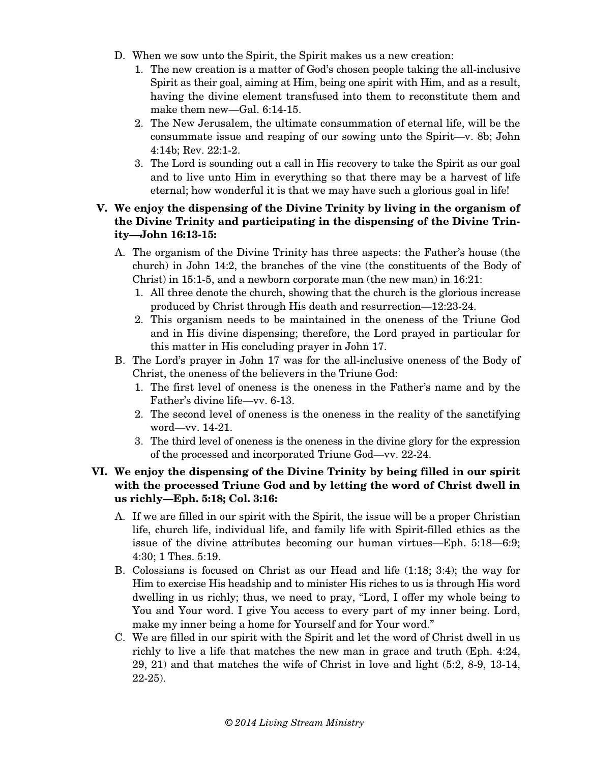D. When we sow unto the Spirit, the Spirit makes us a new creation:
   1. The new creation is a matter of God's chosen people taking the all-inclusive Spirit as their goal, aiming at Him, being one spirit with Him, and as a result, having the divine element transfused into them to reconstitute them and make them new—Gal. 6:14-15.
   2. The New Jerusalem, the ultimate consummation of eternal life, will be the consummate issue and reaping of our sowing unto the Spirit—v. 8b; John 4:14b; Rev. 22:1-2.
   3. The Lord is sounding out a call in His recovery to take the Spirit as our goal and to live unto Him in everything so that there may be a harvest of life eternal; how wonderful it is that we may have such a glorious goal in life!

**V. We enjoy the dispensing of the Divine Trinity by living in the organism of the Divine Trinity and participating in the dispensing of the Divine Trinity—John 16:13-15:**

A. The organism of the Divine Trinity has three aspects: the Father's house (the church) in John 14:2, the branches of the vine (the constituents of the Body of Christ) in 15:1-5, and a newborn corporate man (the new man) in 16:21:
   1. All three denote the church, showing that the church is the glorious increase produced by Christ through His death and resurrection—12:23-24.
   2. This organism needs to be maintained in the oneness of the Triune God and in His divine dispensing; therefore, the Lord prayed in particular for this matter in His concluding prayer in John 17.

B. The Lord's prayer in John 17 was for the all-inclusive oneness of the Body of Christ, the oneness of the believers in the Triune God:
   1. The first level of oneness is the oneness in the Father's name and by the Father's divine life—vv. 6-13.
   2. The second level of oneness is the oneness in the reality of the sanctifying word—vv. 14-21.
   3. The third level of oneness is the oneness in the divine glory for the expression of the processed and incorporated Triune God—vv. 22-24.

**VI. We enjoy the dispensing of the Divine Trinity by being filled in our spirit with the processed Triune God and by letting the word of Christ dwell in us richly—Eph. 5:18; Col. 3:16:**

A. If we are filled in our spirit with the Spirit, the issue will be a proper Christian life, church life, individual life, and family life with Spirit-filled ethics as the issue of the divine attributes becoming our human virtues—Eph. 5:18—6:9; 4:30; 1 Thes. 5:19.

B. Colossians is focused on Christ as our Head and life (1:18; 3:4); the way for Him to exercise His headship and to minister His riches to us is through His word dwelling in us richly; thus, we need to pray, "Lord, I offer my whole being to You and Your word. I give You access to every part of my inner being. Lord, make my inner being a home for Yourself and for Your word."

C. We are filled in our spirit with the Spirit and let the word of Christ dwell in us richly to live a life that matches the new man in grace and truth (Eph. 4:24, 29, 21) and that matches the wife of Christ in love and light (5:2, 8-9, 13-14, 22-25).

*© 2014 Living Stream Ministry*